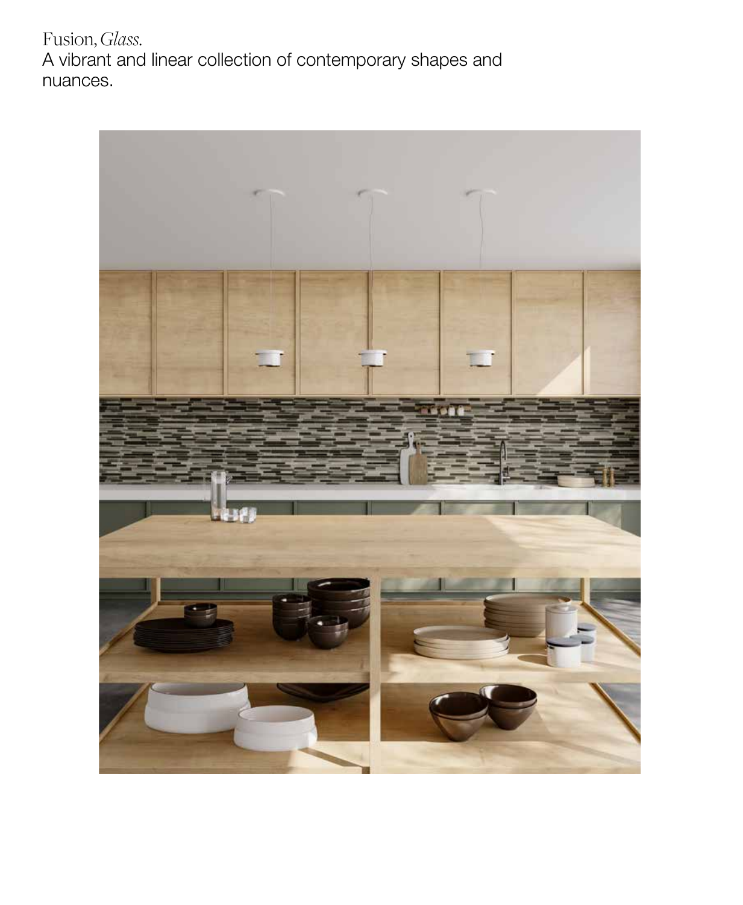Fusion, *Glass.*
A vibrant and linear collection of contemporary shapes and nuances.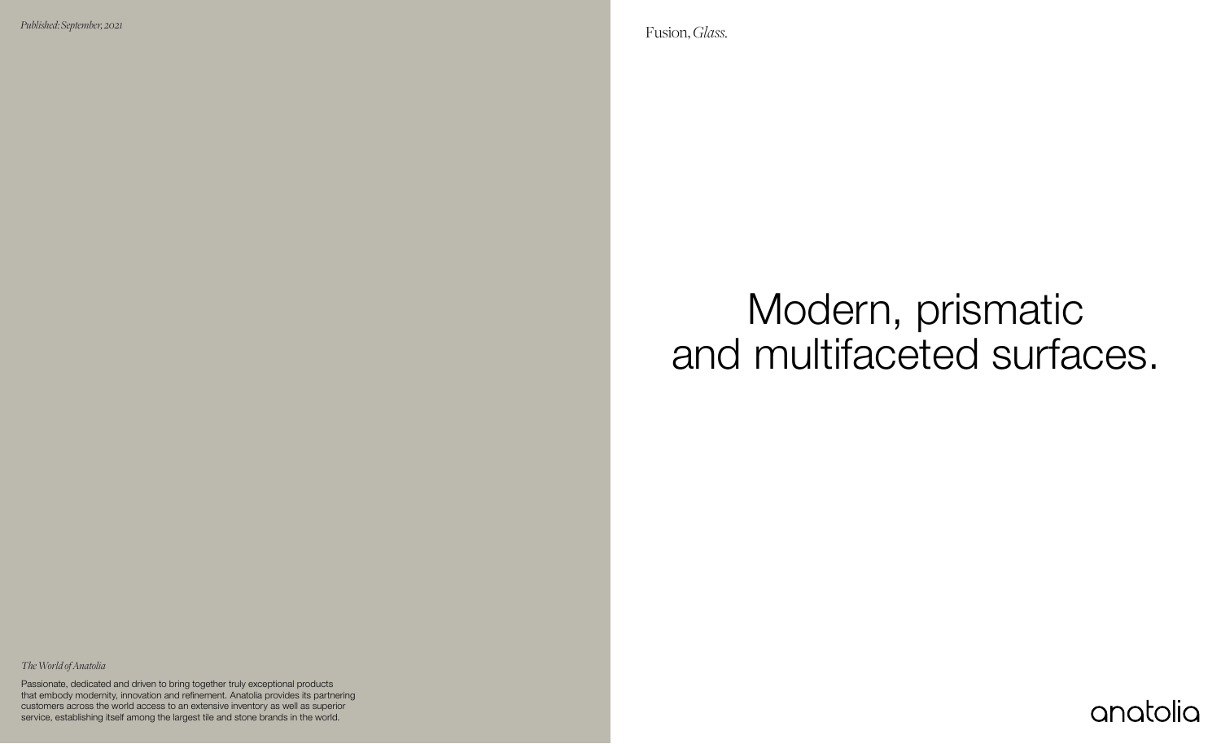*Published: September, 2021*

*The World of Anatolia*

Passionate, dedicated and driven to bring together truly exceptional products that embody modernity, innovation and refinement. Anatolia provides its partnering customers across the world access to an extensive inventory as well as superior service, establishing itself among the largest tile and stone brands in the world.

Fusion, *Glass.*

# Modern, prismatic and multifaceted surfaces.

anatolia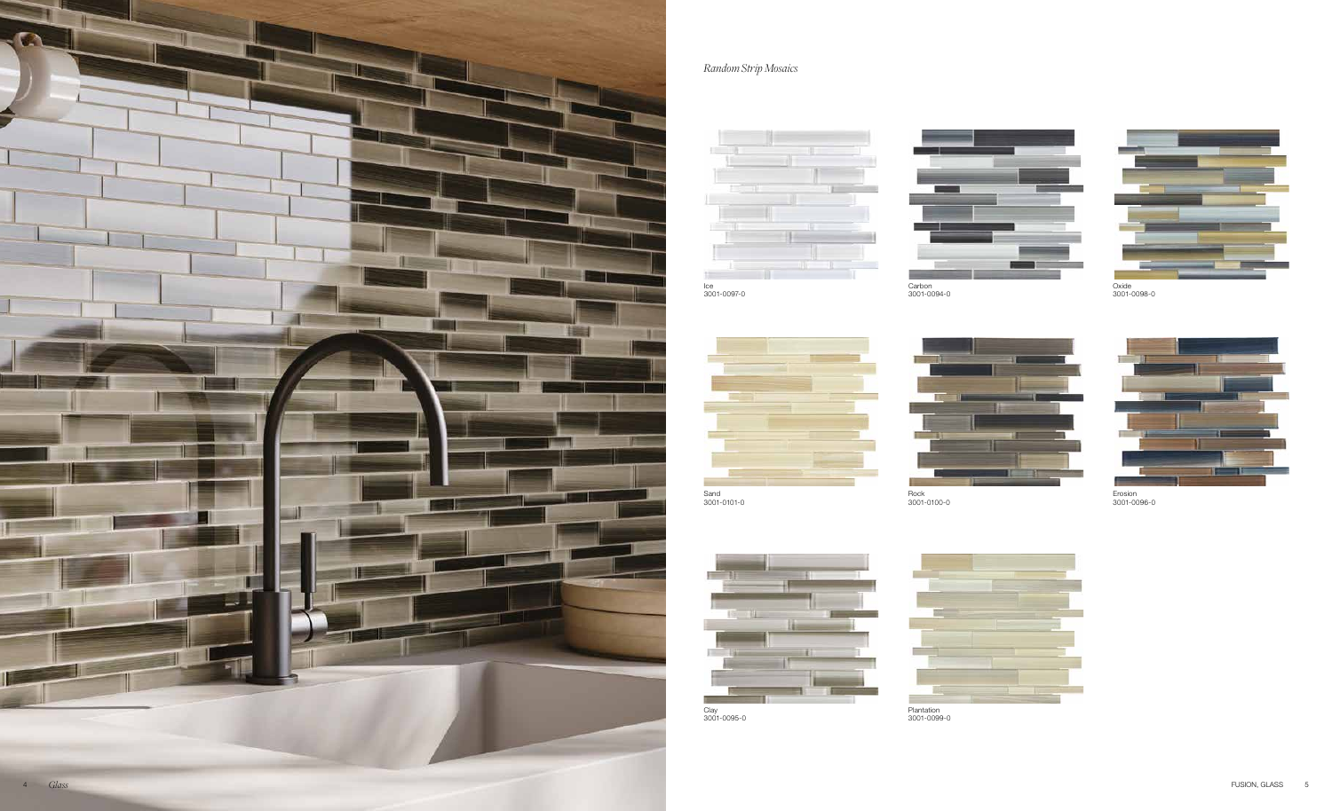*Random Strip Mosaics*

Ice
3001-0097-0

Carbon
3001-0094-0

Oxide
3001-0098-0

Sand
3001-0101-0

Rock
3001-0100-0

Erosion
3001-0096-0

Clay
3001-0095-0

Plantation
3001-0099-0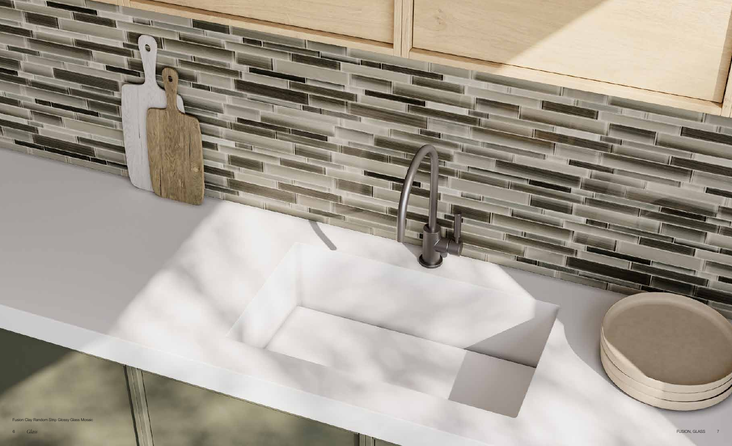Fusion Clay Random Strip Glossy Glass Mosaic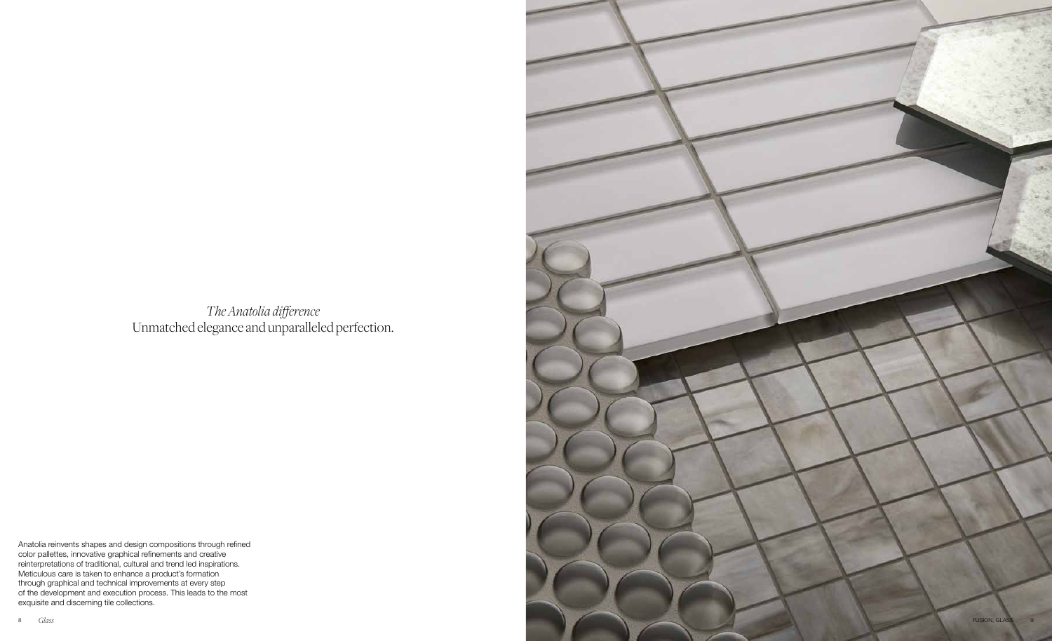*The Anatolia difference*
Unmatched elegance and unparalleled perfection.

Anatolia reinvents shapes and design compositions through refined color pallettes, innovative graphical refinements and creative reinterpretations of traditional, cultural and trend led inspirations. Meticulous care is taken to enhance a product's formation through graphical and technical improvements at every step of the development and execution process. This leads to the most exquisite and discerning tile collections.

FUSION, GLASS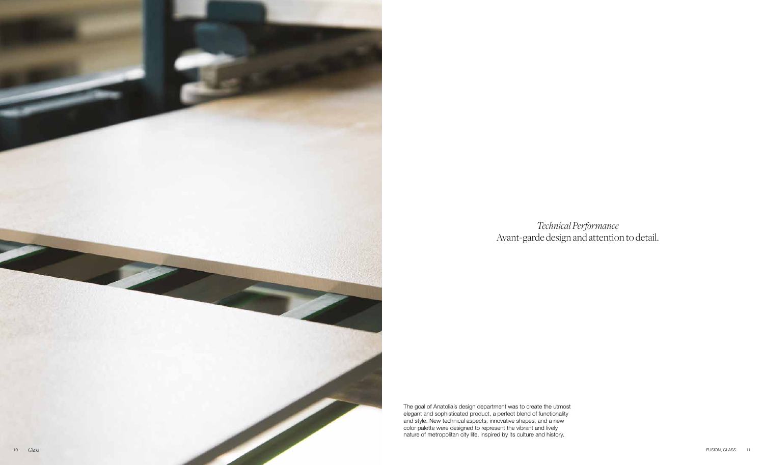*Technical Performance*

Avant-garde design and attention to detail.

The goal of Anatolia's design department was to create the utmost elegant and sophisticated product, a perfect blend of functionality and style. New technical aspects, innovative shapes, and a new color palette were designed to represent the vibrant and lively nature of metropolitan city life, inspired by its culture and history.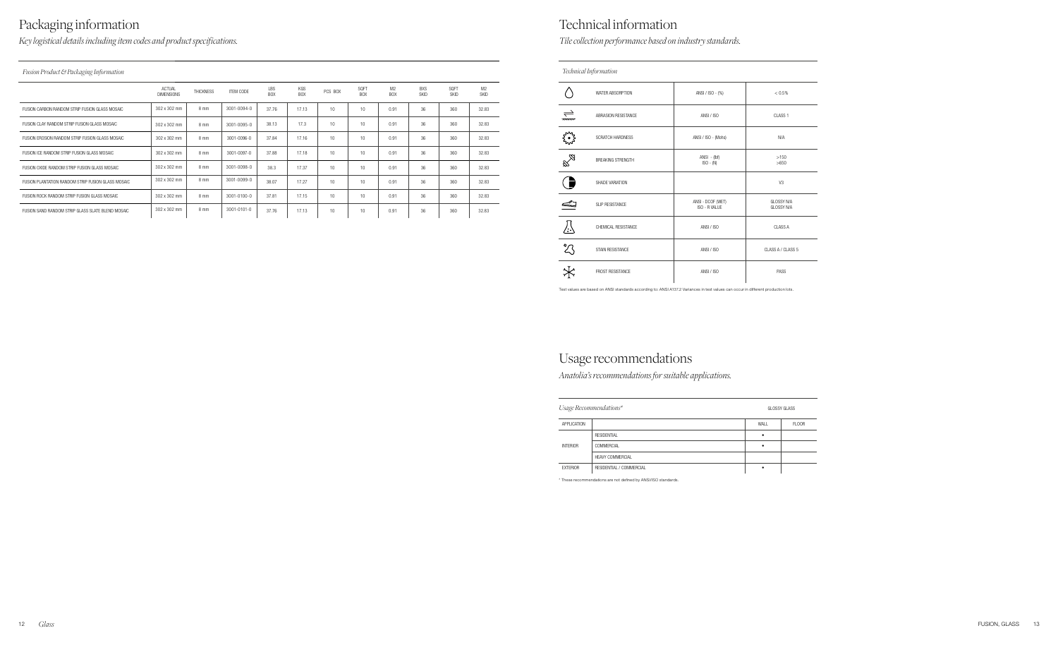# Packaging information

*Key logistical details including item codes and product specifications.*

*Fusion Product & Packaging Information*

| | ACTUAL DIMENSIONS | THICKNESS | ITEM CODE | LBS BOX | KGS BOX | PCS BOX | SQFT BOX | M2 BOX | BXS SKID | SQFT SKID | M2 SKID |
|---|---|---|---|---|---|---|---|---|---|---|---|
| FUSION CARBON RANDOM STRIP FUSION GLASS MOSAIC | 302 x 302 mm | 8 mm | 3001-0094-0 | 37.76 | 17.13 | 10 | 10 | 0.91 | 36 | 360 | 32.83 |
| FUSION CLAY RANDOM STRIP FUSION GLASS MOSAIC | 302 x 302 mm | 8 mm | 3001-0095-0 | 38.13 | 17.3 | 10 | 10 | 0.91 | 36 | 360 | 32.83 |
| FUSION EROSION RANDOM STRIP FUSION GLASS MOSAIC | 302 x 302 mm | 8 mm | 3001-0096-0 | 37.84 | 17.16 | 10 | 10 | 0.91 | 36 | 360 | 32.83 |
| FUSION ICE RANDOM STRIP FUSION GLASS MOSAIC | 302 x 302 mm | 8 mm | 3001-0097-0 | 37.88 | 17.18 | 10 | 10 | 0.91 | 36 | 360 | 32.83 |
| FUSION OXIDE RANDOM STRIP FUSION GLASS MOSAIC | 302 x 302 mm | 8 mm | 3001-0098-0 | 38.3 | 17.37 | 10 | 10 | 0.91 | 36 | 360 | 32.83 |
| FUSION PLANTATION RANDOM STRIP FUSION GLASS MOSAIC | 302 x 302 mm | 8 mm | 3001-0099-0 | 38.07 | 17.27 | 10 | 10 | 0.91 | 36 | 360 | 32.83 |
| FUSION ROCK RANDOM STRIP FUSION GLASS MOSAIC | 302 x 302 mm | 8 mm | 3001-0100-0 | 37.81 | 17.15 | 10 | 10 | 0.91 | 36 | 360 | 32.83 |
| FUSION SAND RANDOM STRIP GLASS SLATE BLEND MOSAIC | 302 x 302 mm | 8 mm | 3001-0101-0 | 37.76 | 17.13 | 10 | 10 | 0.91 | 36 | 360 | 32.83 |

# Technical information

*Tile collection performance based on industry standards.*

*Technical Information*

| | | |
|---|---|---|
| WATER ABSORPTION | ANSI / ISO - (%) | < 0.5% |
| ABRASION RESISTANCE | ANSI / ISO | CLASS 1 |
| SCRATCH HARDNESS | ANSI / ISO - (Mohs) | N/A |
| BREAKING STRENGTH | ANSI - (lbf)<br>ISO - (N) | >150<br>>650 |
| SHADE VARIATION | | V3 |
| SLIP RESISTANCE | ANSI - DCOF (WET)<br>ISO - R VALUE | GLOSSY N/A<br>GLOSSY N/A |
| CHEMICAL RESISTANCE | ANSI / ISO | CLASS A |
| STAIN RESISTANCE | ANSI / ISO | CLASS A / CLASS 5 |
| FROST RESISTANCE | ANSI / ISO | PASS |

Test values are based on ANSI standards according to: ANSI A137.2 Variances in test values can occur in different production lots.

# Usage recommendations

*Anatolia's recommendations for suitable applications.*

*Usage Recommendations**

| | | GLOSSY GLASS | |
|---|---|---|---|
| APPLICATION | | WALL | FLOOR |
| INTERIOR | RESIDENTIAL | • | |
| | COMMERCIAL | • | |
| | HEAVY COMMERCIAL | | |
| EXTERIOR | RESIDENTIAL / COMMERCIAL | • | |

* These recommendations are not defined by ANSI/ISO standards.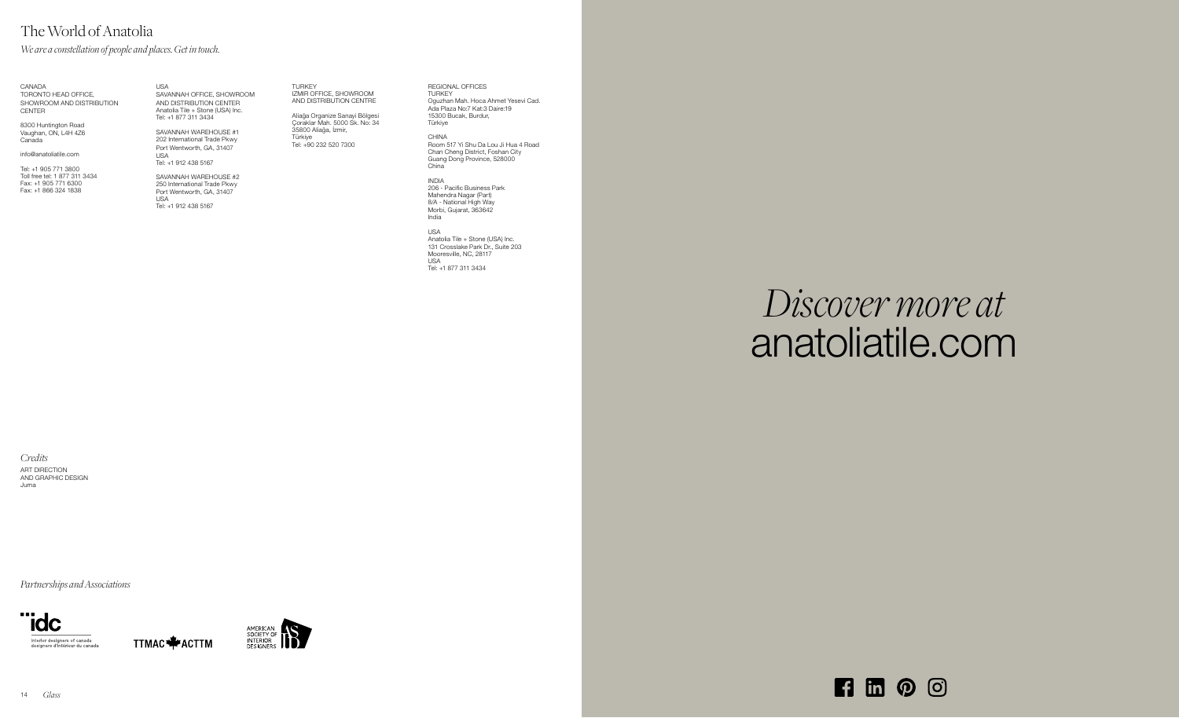# The World of Anatolia

*We are a constellation of people and places. Get in touch.*

CANADA
TORONTO HEAD OFFICE, SHOWROOM AND DISTRIBUTION CENTER

8300 Huntington Road
Vaughan, ON, L4H 4Z6
Canada

info@anatoliatile.com

Tel: +1 905 771 3800
Toll free tel: 1 877 311 3434
Fax: +1 905 771 6300
Fax: +1 866 324 1838

USA
SAVANNAH OFFICE, SHOWROOM AND DISTRIBUTION CENTER
Anatolia Tile + Stone (USA) Inc.
Tel: +1 877 311 3434

SAVANNAH WAREHOUSE #1
202 International Trade Pkwy
Port Wentworth, GA, 31407
USA
Tel: +1 912 438 5167

SAVANNAH WAREHOUSE #2
250 International Trade Pkwy
Port Wentworth, GA, 31407
USA
Tel: +1 912 438 5167

TURKEY
IZMIR OFFICE, SHOWROOM AND DISTRIBUTION CENTRE

Aliağa Organize Sanayi Bölgesi
Çoraklar Mah. 5000 Sk. No: 34
35800 Aliağa, İzmir,
Türkiye
Tel: +90 232 520 7300

REGIONAL OFFICES
TURKEY
Oguzhan Mah. Hoca Ahmet Yesevi Cad.
Ada Plaza No:7 Kat:3 Daire:19
15300 Bucak, Burdur,
Türkiye

CHINA
Room 517 Yi Shu Da Lou Ji Hua 4 Road
Chan Cheng District, Foshan City
Guang Dong Province, 528000
China

INDIA
206 - Pacific Business Park
Mahendra Nagar (Part)
8/A - National High Way
Morbi, Gujarat, 363642
India

USA
Anatolia Tile + Stone (USA) Inc.
131 Crosslake Park Dr., Suite 203
Mooresville, NC, 28117
USA
Tel: +1 877 311 3434

*Credits*

ART DIRECTION AND GRAPHIC DESIGN
Juma

*Partnerships and Associations*

idc — interior designers of canada / designers d'intérieur du canada

TTMAC ACTTM

AMERICAN SOCIETY OF INTERIOR DESIGNERS

*Discover more at*
anatoliatile.com